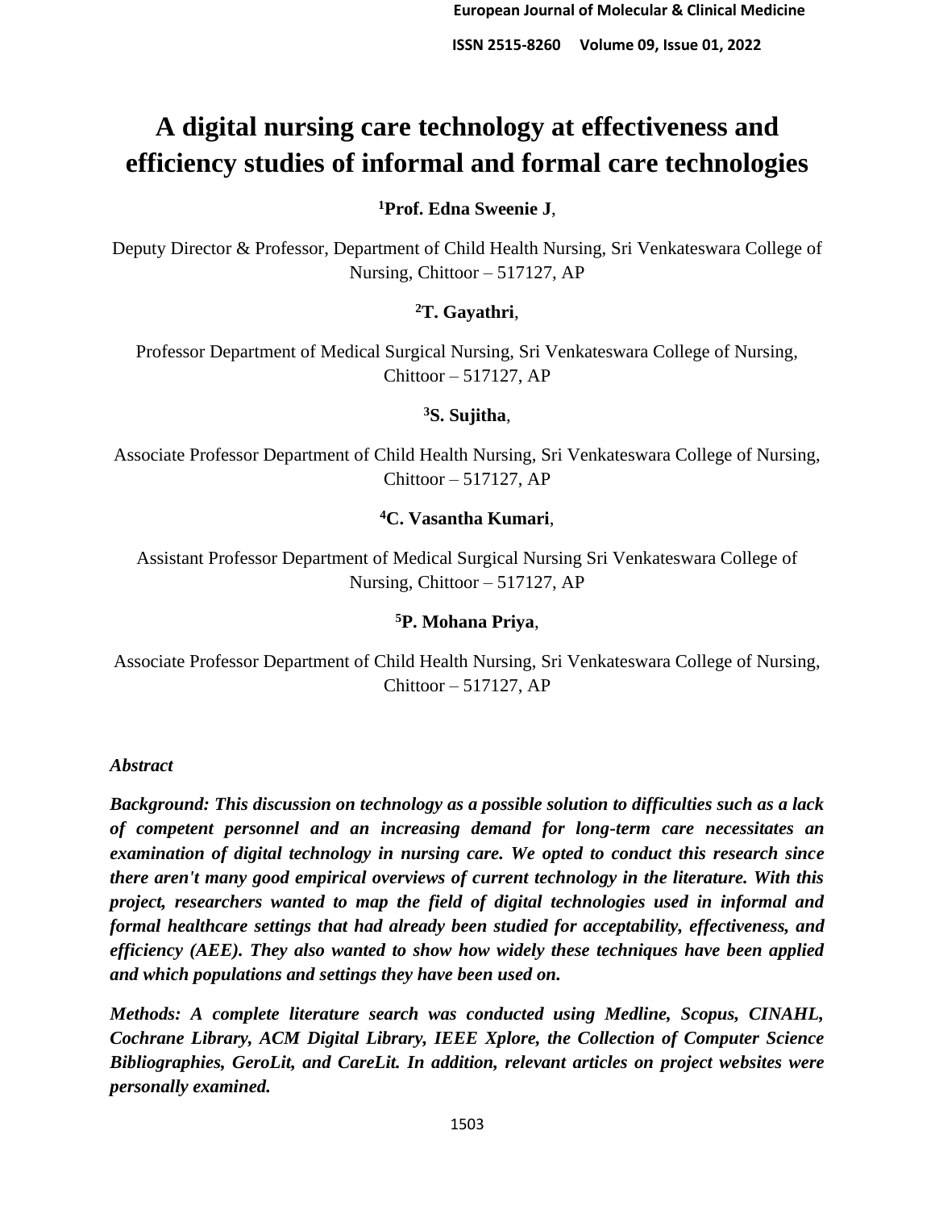# A digital nursing care technology at effectiveness and efficiency studies of informal and formal care technologies

[1]**Prof. Edna Sweenie J**,

Deputy Director & Professor, Department of Child Health Nursing, Sri Venkateswara College of Nursing, Chittoor – 517127, AP

[2]**T. Gayathri**,

Professor Department of Medical Surgical Nursing, Sri Venkateswara College of Nursing, Chittoor – 517127, AP

[3]**S. Sujitha**,

Associate Professor Department of Child Health Nursing, Sri Venkateswara College of Nursing, Chittoor – 517127, AP

[4]**C. Vasantha Kumari**,

Assistant Professor Department of Medical Surgical Nursing Sri Venkateswara College of Nursing, Chittoor – 517127, AP

[5]**P. Mohana Priya**,

Associate Professor Department of Child Health Nursing, Sri Venkateswara College of Nursing, Chittoor – 517127, AP

***Abstract***

***Background: This discussion on technology as a possible solution to difficulties such as a lack of competent personnel and an increasing demand for long-term care necessitates an examination of digital technology in nursing care. We opted to conduct this research since there aren't many good empirical overviews of current technology in the literature. With this project, researchers wanted to map the field of digital technologies used in informal and formal healthcare settings that had already been studied for acceptability, effectiveness, and efficiency (AEE). They also wanted to show how widely these techniques have been applied and which populations and settings they have been used on.***

***Methods: A complete literature search was conducted using Medline, Scopus, CINAHL, Cochrane Library, ACM Digital Library, IEEE Xplore, the Collection of Computer Science Bibliographies, GeroLit, and CareLit. In addition, relevant articles on project websites were personally examined.***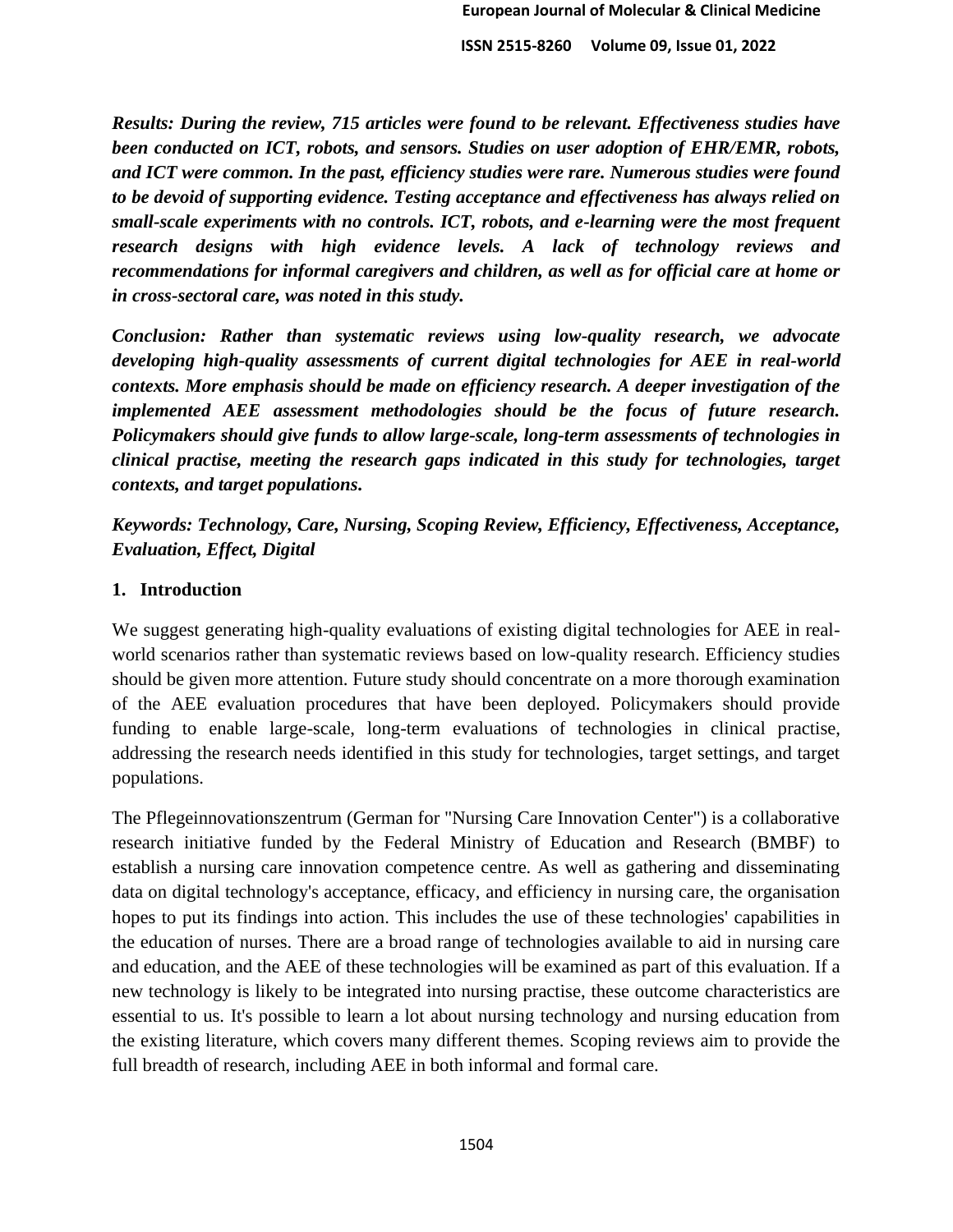***Results: During the review, 715 articles were found to be relevant. Effectiveness studies have been conducted on ICT, robots, and sensors. Studies on user adoption of EHR/EMR, robots, and ICT were common. In the past, efficiency studies were rare. Numerous studies were found to be devoid of supporting evidence. Testing acceptance and effectiveness has always relied on small-scale experiments with no controls. ICT, robots, and e-learning were the most frequent research designs with high evidence levels. A lack of technology reviews and recommendations for informal caregivers and children, as well as for official care at home or in cross-sectoral care, was noted in this study.***

***Conclusion: Rather than systematic reviews using low-quality research, we advocate developing high-quality assessments of current digital technologies for AEE in real-world contexts. More emphasis should be made on efficiency research. A deeper investigation of the implemented AEE assessment methodologies should be the focus of future research. Policymakers should give funds to allow large-scale, long-term assessments of technologies in clinical practise, meeting the research gaps indicated in this study for technologies, target contexts, and target populations.***

***Keywords: Technology, Care, Nursing, Scoping Review, Efficiency, Effectiveness, Acceptance, Evaluation, Effect, Digital***

## 1. Introduction

We suggest generating high-quality evaluations of existing digital technologies for AEE in real-world scenarios rather than systematic reviews based on low-quality research. Efficiency studies should be given more attention. Future study should concentrate on a more thorough examination of the AEE evaluation procedures that have been deployed. Policymakers should provide funding to enable large-scale, long-term evaluations of technologies in clinical practise, addressing the research needs identified in this study for technologies, target settings, and target populations.

The Pflegeinnovationszentrum (German for "Nursing Care Innovation Center") is a collaborative research initiative funded by the Federal Ministry of Education and Research (BMBF) to establish a nursing care innovation competence centre. As well as gathering and disseminating data on digital technology's acceptance, efficacy, and efficiency in nursing care, the organisation hopes to put its findings into action. This includes the use of these technologies' capabilities in the education of nurses. There are a broad range of technologies available to aid in nursing care and education, and the AEE of these technologies will be examined as part of this evaluation. If a new technology is likely to be integrated into nursing practise, these outcome characteristics are essential to us. It's possible to learn a lot about nursing technology and nursing education from the existing literature, which covers many different themes. Scoping reviews aim to provide the full breadth of research, including AEE in both informal and formal care.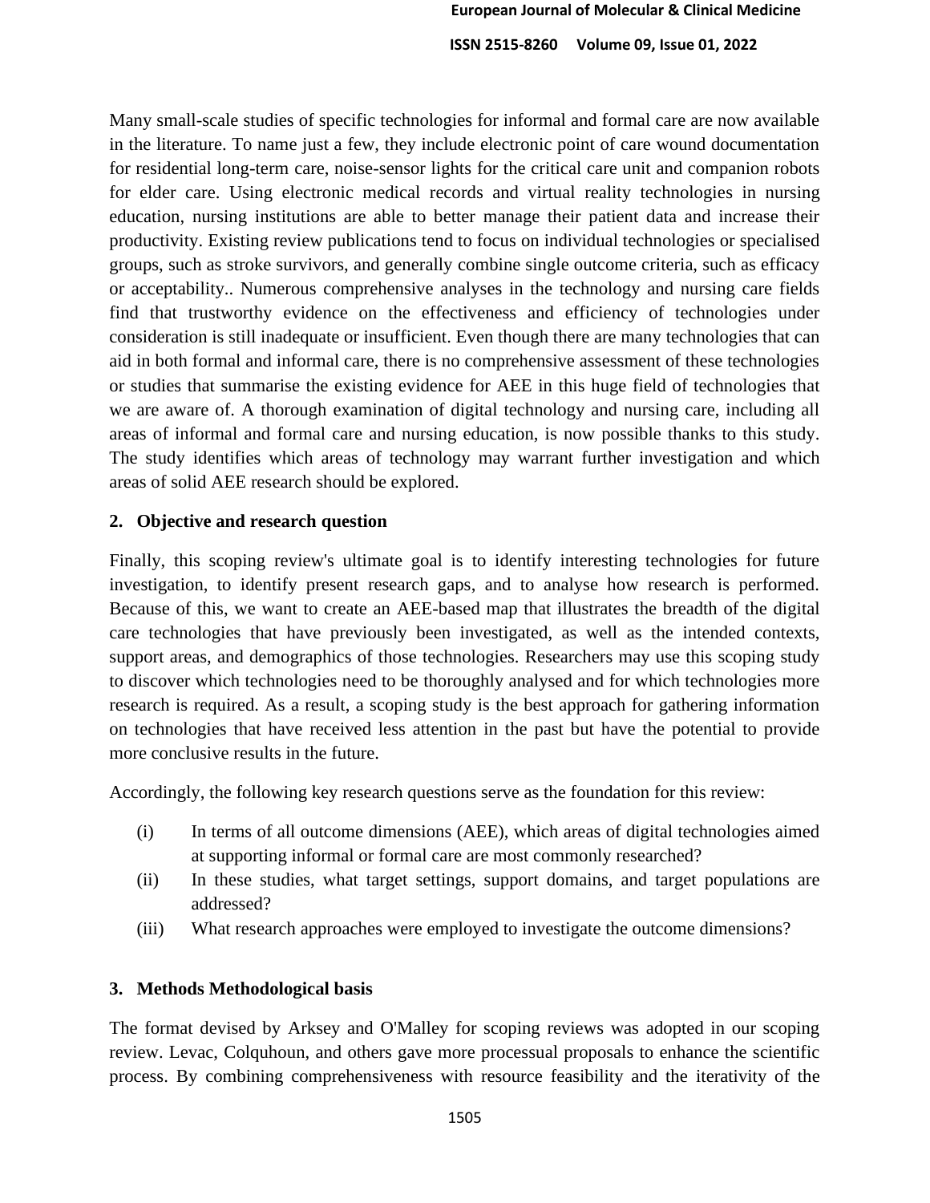Many small-scale studies of specific technologies for informal and formal care are now available in the literature. To name just a few, they include electronic point of care wound documentation for residential long-term care, noise-sensor lights for the critical care unit and companion robots for elder care. Using electronic medical records and virtual reality technologies in nursing education, nursing institutions are able to better manage their patient data and increase their productivity. Existing review publications tend to focus on individual technologies or specialised groups, such as stroke survivors, and generally combine single outcome criteria, such as efficacy or acceptability.. Numerous comprehensive analyses in the technology and nursing care fields find that trustworthy evidence on the effectiveness and efficiency of technologies under consideration is still inadequate or insufficient. Even though there are many technologies that can aid in both formal and informal care, there is no comprehensive assessment of these technologies or studies that summarise the existing evidence for AEE in this huge field of technologies that we are aware of. A thorough examination of digital technology and nursing care, including all areas of informal and formal care and nursing education, is now possible thanks to this study. The study identifies which areas of technology may warrant further investigation and which areas of solid AEE research should be explored.

## 2. Objective and research question

Finally, this scoping review's ultimate goal is to identify interesting technologies for future investigation, to identify present research gaps, and to analyse how research is performed. Because of this, we want to create an AEE-based map that illustrates the breadth of the digital care technologies that have previously been investigated, as well as the intended contexts, support areas, and demographics of those technologies. Researchers may use this scoping study to discover which technologies need to be thoroughly analysed and for which technologies more research is required. As a result, a scoping study is the best approach for gathering information on technologies that have received less attention in the past but have the potential to provide more conclusive results in the future.

Accordingly, the following key research questions serve as the foundation for this review:

(i) In terms of all outcome dimensions (AEE), which areas of digital technologies aimed at supporting informal or formal care are most commonly researched?

(ii) In these studies, what target settings, support domains, and target populations are addressed?

(iii) What research approaches were employed to investigate the outcome dimensions?

## 3. Methods Methodological basis

The format devised by Arksey and O'Malley for scoping reviews was adopted in our scoping review. Levac, Colquhoun, and others gave more processual proposals to enhance the scientific process. By combining comprehensiveness with resource feasibility and the iterativity of the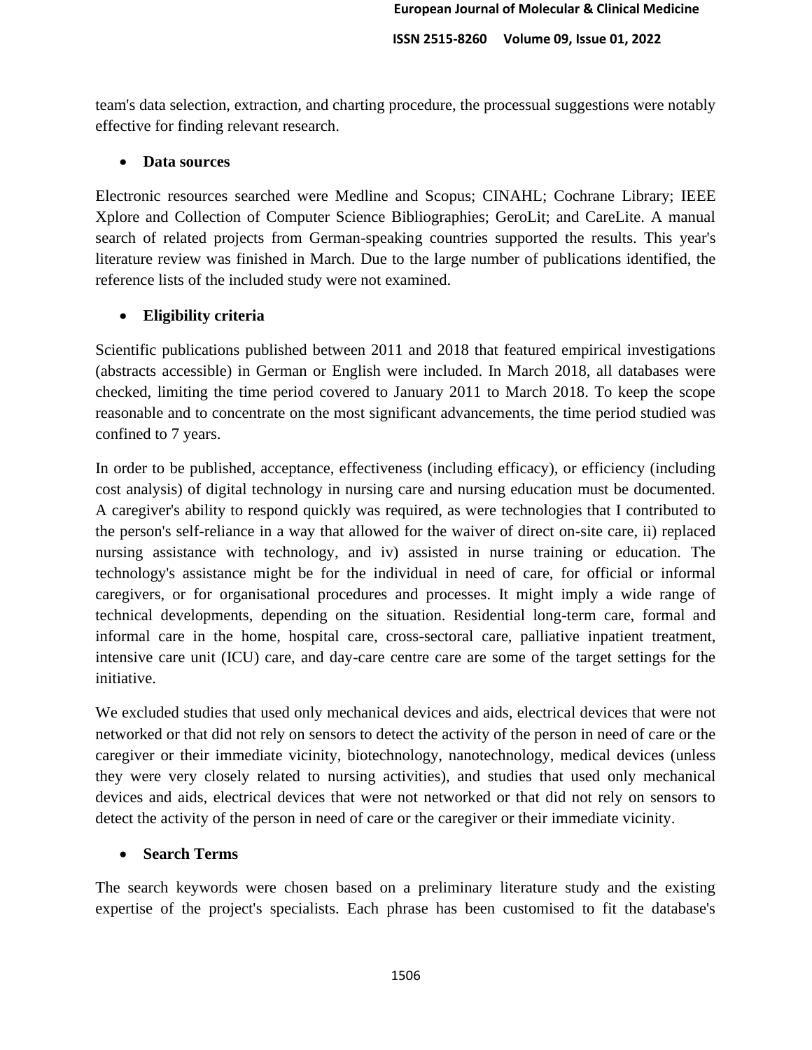team's data selection, extraction, and charting procedure, the processual suggestions were notably effective for finding relevant research.

- **Data sources**

Electronic resources searched were Medline and Scopus; CINAHL; Cochrane Library; IEEE Xplore and Collection of Computer Science Bibliographies; GeroLit; and CareLite. A manual search of related projects from German-speaking countries supported the results. This year's literature review was finished in March. Due to the large number of publications identified, the reference lists of the included study were not examined.

- **Eligibility criteria**

Scientific publications published between 2011 and 2018 that featured empirical investigations (abstracts accessible) in German or English were included. In March 2018, all databases were checked, limiting the time period covered to January 2011 to March 2018. To keep the scope reasonable and to concentrate on the most significant advancements, the time period studied was confined to 7 years.

In order to be published, acceptance, effectiveness (including efficacy), or efficiency (including cost analysis) of digital technology in nursing care and nursing education must be documented. A caregiver's ability to respond quickly was required, as were technologies that I contributed to the person's self-reliance in a way that allowed for the waiver of direct on-site care, ii) replaced nursing assistance with technology, and iv) assisted in nurse training or education. The technology's assistance might be for the individual in need of care, for official or informal caregivers, or for organisational procedures and processes. It might imply a wide range of technical developments, depending on the situation. Residential long-term care, formal and informal care in the home, hospital care, cross-sectoral care, palliative inpatient treatment, intensive care unit (ICU) care, and day-care centre care are some of the target settings for the initiative.

We excluded studies that used only mechanical devices and aids, electrical devices that were not networked or that did not rely on sensors to detect the activity of the person in need of care or the caregiver or their immediate vicinity, biotechnology, nanotechnology, medical devices (unless they were very closely related to nursing activities), and studies that used only mechanical devices and aids, electrical devices that were not networked or that did not rely on sensors to detect the activity of the person in need of care or the caregiver or their immediate vicinity.

- **Search Terms**

The search keywords were chosen based on a preliminary literature study and the existing expertise of the project's specialists. Each phrase has been customised to fit the database's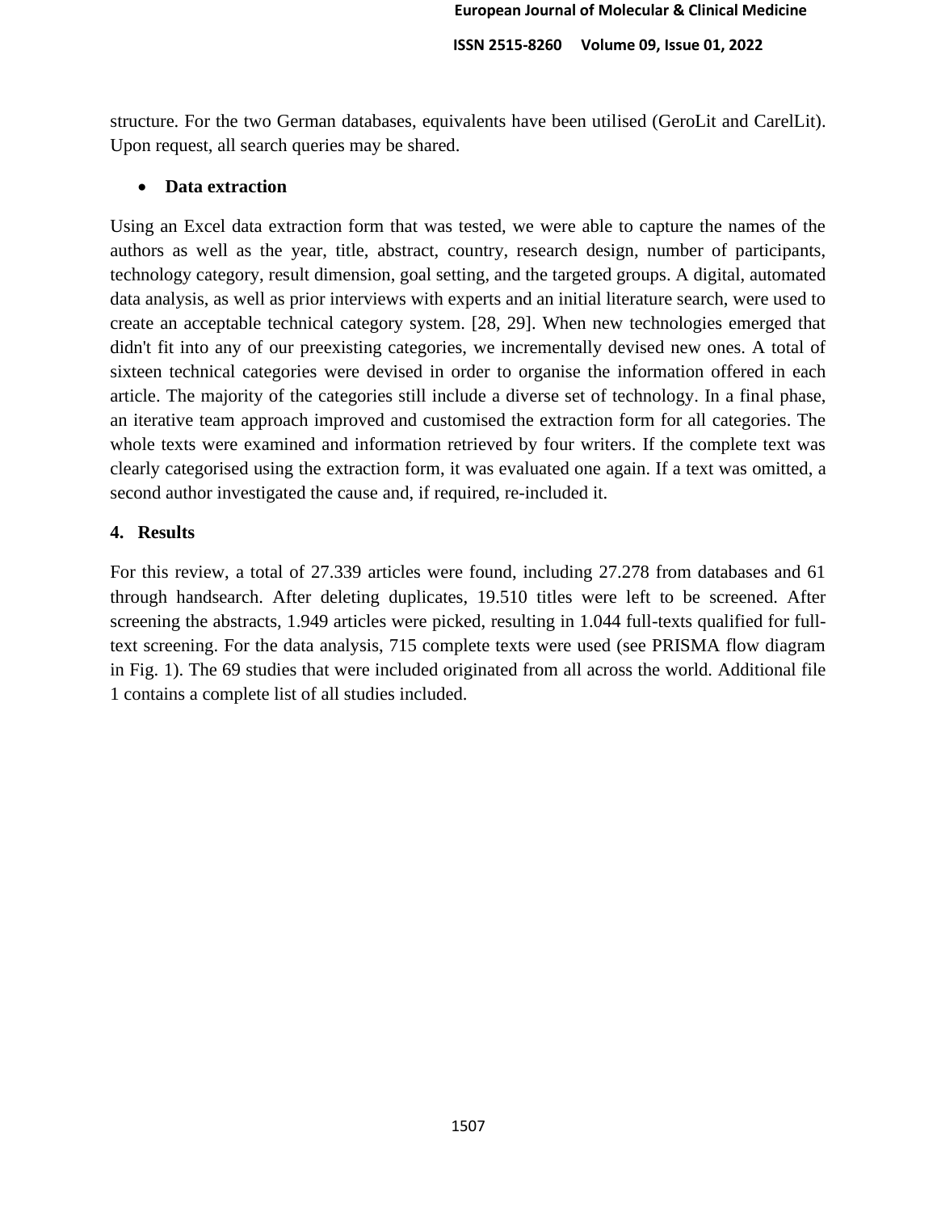structure. For the two German databases, equivalents have been utilised (GeroLit and CarelLit). Upon request, all search queries may be shared.

- **Data extraction**

Using an Excel data extraction form that was tested, we were able to capture the names of the authors as well as the year, title, abstract, country, research design, number of participants, technology category, result dimension, goal setting, and the targeted groups. A digital, automated data analysis, as well as prior interviews with experts and an initial literature search, were used to create an acceptable technical category system. [28, 29]. When new technologies emerged that didn't fit into any of our preexisting categories, we incrementally devised new ones. A total of sixteen technical categories were devised in order to organise the information offered in each article. The majority of the categories still include a diverse set of technology. In a final phase, an iterative team approach improved and customised the extraction form for all categories. The whole texts were examined and information retrieved by four writers. If the complete text was clearly categorised using the extraction form, it was evaluated one again. If a text was omitted, a second author investigated the cause and, if required, re-included it.

## 4. Results

For this review, a total of 27.339 articles were found, including 27.278 from databases and 61 through handsearch. After deleting duplicates, 19.510 titles were left to be screened. After screening the abstracts, 1.949 articles were picked, resulting in 1.044 full-texts qualified for full-text screening. For the data analysis, 715 complete texts were used (see PRISMA flow diagram in Fig. 1). The 69 studies that were included originated from all across the world. Additional file 1 contains a complete list of all studies included.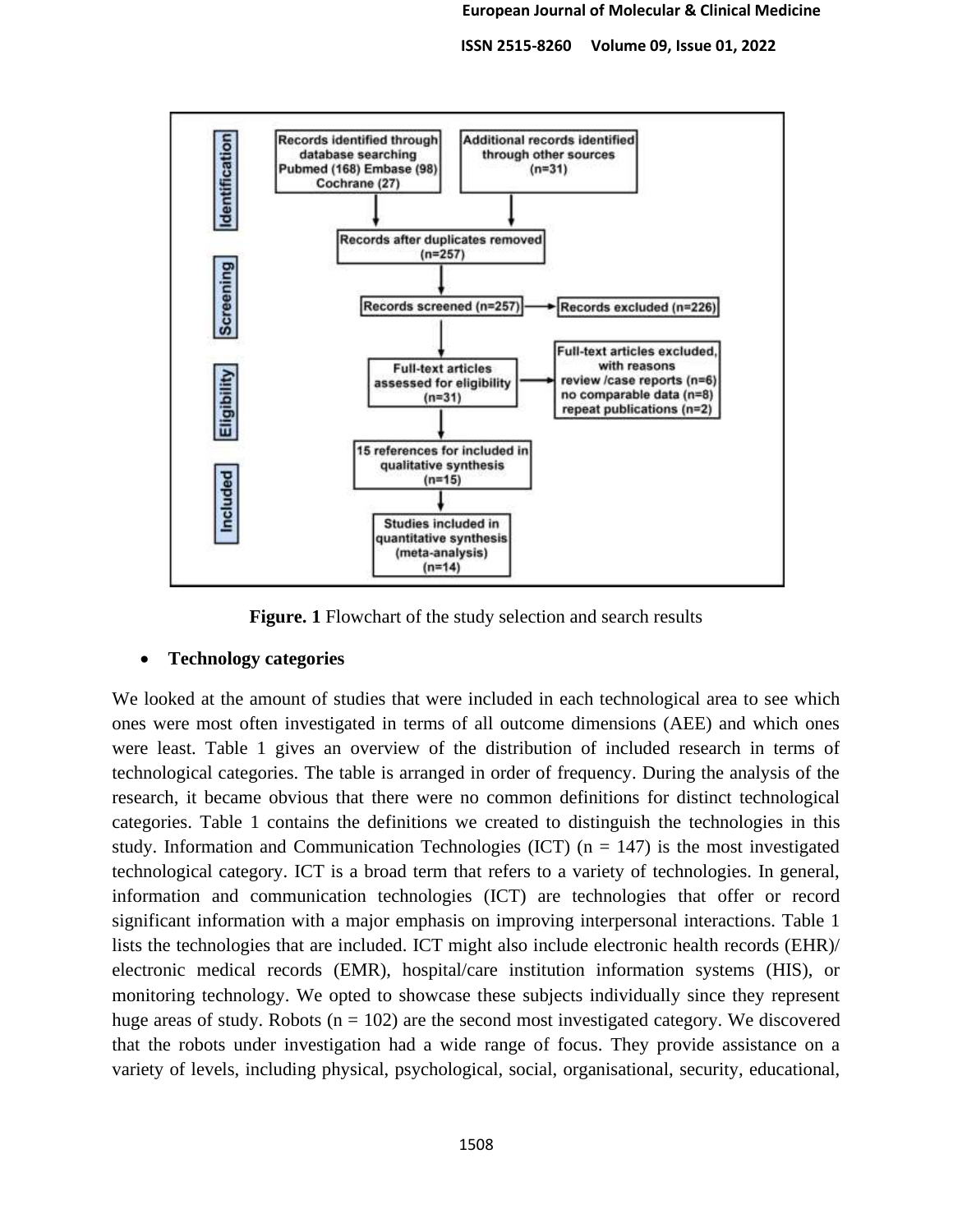| Identification | | |
|---|---|---|
| Records identified through database searching Pubmed (168) Embase (98) Cochrane (27) | Additional records identified through other sources (n=31) | |
| Screening | | |
| Records after duplicates removed (n=257) | | |
| Records screened (n=257) | Records excluded (n=226) | |
| Eligibility | | |
| Full-text articles assessed for eligibility (n=31) | Full-text articles excluded, with reasons review /case reports (n=6) no comparable data (n=8) repeat publications (n=2) | |
| Included | | |
| 15 references for included in qualitative synthesis (n=15) | | |
| Studies included in quantitative synthesis (meta-analysis) (n=14) | | |

**Figure. 1** Flowchart of the study selection and search results

- **Technology categories**

We looked at the amount of studies that were included in each technological area to see which ones were most often investigated in terms of all outcome dimensions (AEE) and which ones were least. Table 1 gives an overview of the distribution of included research in terms of technological categories. The table is arranged in order of frequency. During the analysis of the research, it became obvious that there were no common definitions for distinct technological categories. Table 1 contains the definitions we created to distinguish the technologies in this study. Information and Communication Technologies (ICT) (n = 147) is the most investigated technological category. ICT is a broad term that refers to a variety of technologies. In general, information and communication technologies (ICT) are technologies that offer or record significant information with a major emphasis on improving interpersonal interactions. Table 1 lists the technologies that are included. ICT might also include electronic health records (EHR)/ electronic medical records (EMR), hospital/care institution information systems (HIS), or monitoring technology. We opted to showcase these subjects individually since they represent huge areas of study. Robots (n = 102) are the second most investigated category. We discovered that the robots under investigation had a wide range of focus. They provide assistance on a variety of levels, including physical, psychological, social, organisational, security, educational,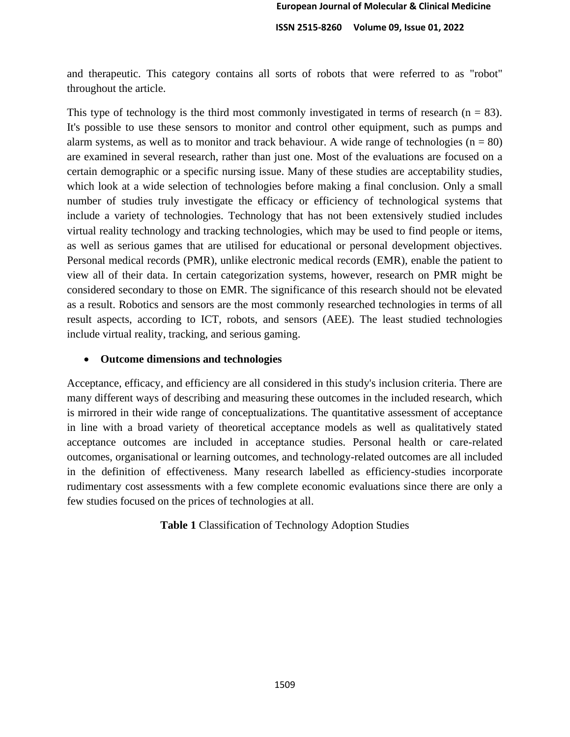and therapeutic. This category contains all sorts of robots that were referred to as "robot" throughout the article.

This type of technology is the third most commonly investigated in terms of research (n = 83). It's possible to use these sensors to monitor and control other equipment, such as pumps and alarm systems, as well as to monitor and track behaviour. A wide range of technologies (n = 80) are examined in several research, rather than just one. Most of the evaluations are focused on a certain demographic or a specific nursing issue. Many of these studies are acceptability studies, which look at a wide selection of technologies before making a final conclusion. Only a small number of studies truly investigate the efficacy or efficiency of technological systems that include a variety of technologies. Technology that has not been extensively studied includes virtual reality technology and tracking technologies, which may be used to find people or items, as well as serious games that are utilised for educational or personal development objectives. Personal medical records (PMR), unlike electronic medical records (EMR), enable the patient to view all of their data. In certain categorization systems, however, research on PMR might be considered secondary to those on EMR. The significance of this research should not be elevated as a result. Robotics and sensors are the most commonly researched technologies in terms of all result aspects, according to ICT, robots, and sensors (AEE). The least studied technologies include virtual reality, tracking, and serious gaming.

- **Outcome dimensions and technologies**

Acceptance, efficacy, and efficiency are all considered in this study's inclusion criteria. There are many different ways of describing and measuring these outcomes in the included research, which is mirrored in their wide range of conceptualizations. The quantitative assessment of acceptance in line with a broad variety of theoretical acceptance models as well as qualitatively stated acceptance outcomes are included in acceptance studies. Personal health or care-related outcomes, organisational or learning outcomes, and technology-related outcomes are all included in the definition of effectiveness. Many research labelled as efficiency-studies incorporate rudimentary cost assessments with a few complete economic evaluations since there are only a few studies focused on the prices of technologies at all.

**Table 1** Classification of Technology Adoption Studies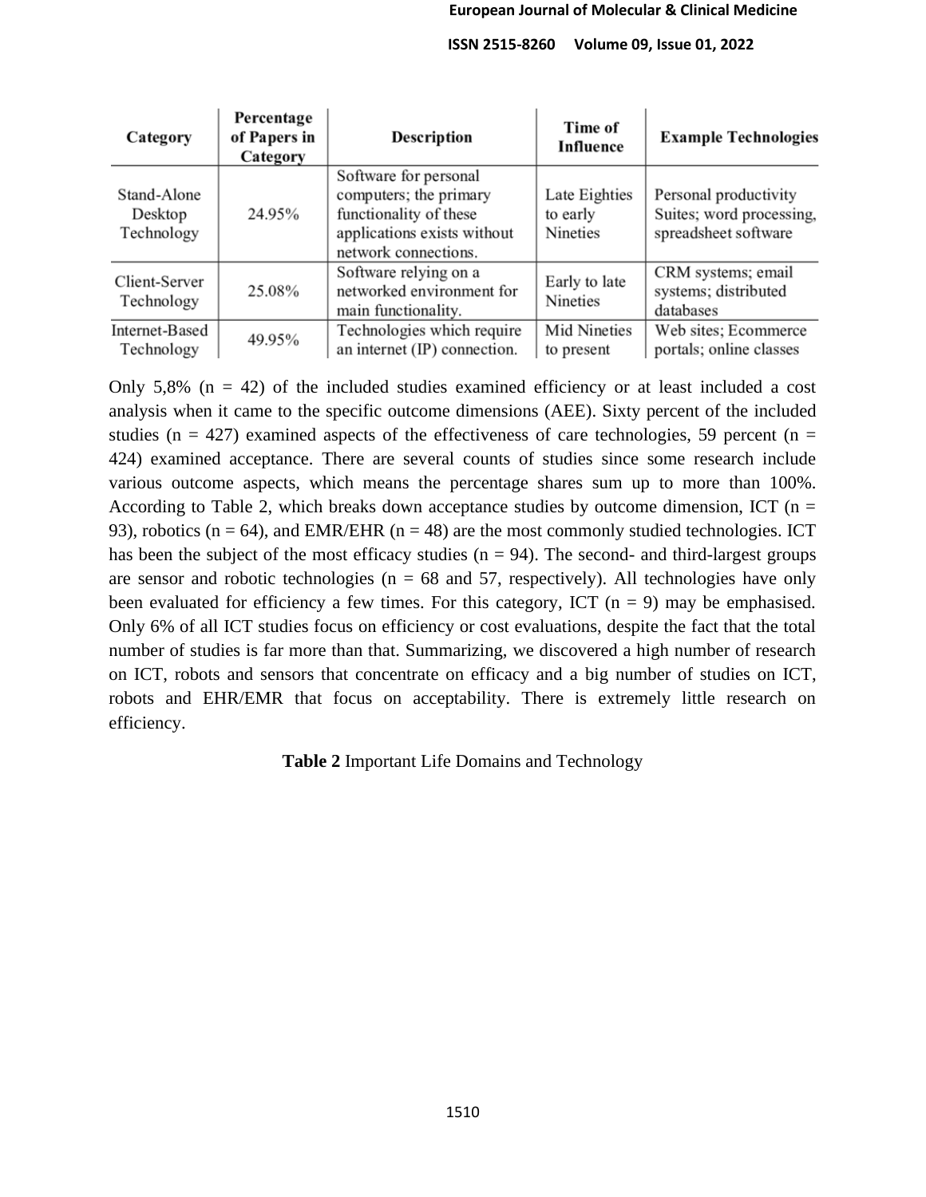| Category | Percentage of Papers in Category | Description | Time of Influence | Example Technologies |
|---|---|---|---|---|
| Stand-Alone Desktop Technology | 24.95% | Software for personal computers; the primary functionality of these applications exists without network connections. | Late Eighties to early Nineties | Personal productivity Suites; word processing, spreadsheet software |
| Client-Server Technology | 25.08% | Software relying on a networked environment for main functionality. | Early to late Nineties | CRM systems; email systems; distributed databases |
| Internet-Based Technology | 49.95% | Technologies which require an internet (IP) connection. | Mid Nineties to present | Web sites; Ecommerce portals; online classes |

Only 5,8% (n = 42) of the included studies examined efficiency or at least included a cost analysis when it came to the specific outcome dimensions (AEE). Sixty percent of the included studies (n = 427) examined aspects of the effectiveness of care technologies, 59 percent (n = 424) examined acceptance. There are several counts of studies since some research include various outcome aspects, which means the percentage shares sum up to more than 100%. According to Table 2, which breaks down acceptance studies by outcome dimension, ICT (n = 93), robotics (n = 64), and EMR/EHR (n = 48) are the most commonly studied technologies. ICT has been the subject of the most efficacy studies (n = 94). The second- and third-largest groups are sensor and robotic technologies (n = 68 and 57, respectively). All technologies have only been evaluated for efficiency a few times. For this category, ICT (n = 9) may be emphasised. Only 6% of all ICT studies focus on efficiency or cost evaluations, despite the fact that the total number of studies is far more than that. Summarizing, we discovered a high number of research on ICT, robots and sensors that concentrate on efficacy and a big number of studies on ICT, robots and EHR/EMR that focus on acceptability. There is extremely little research on efficiency.

**Table 2** Important Life Domains and Technology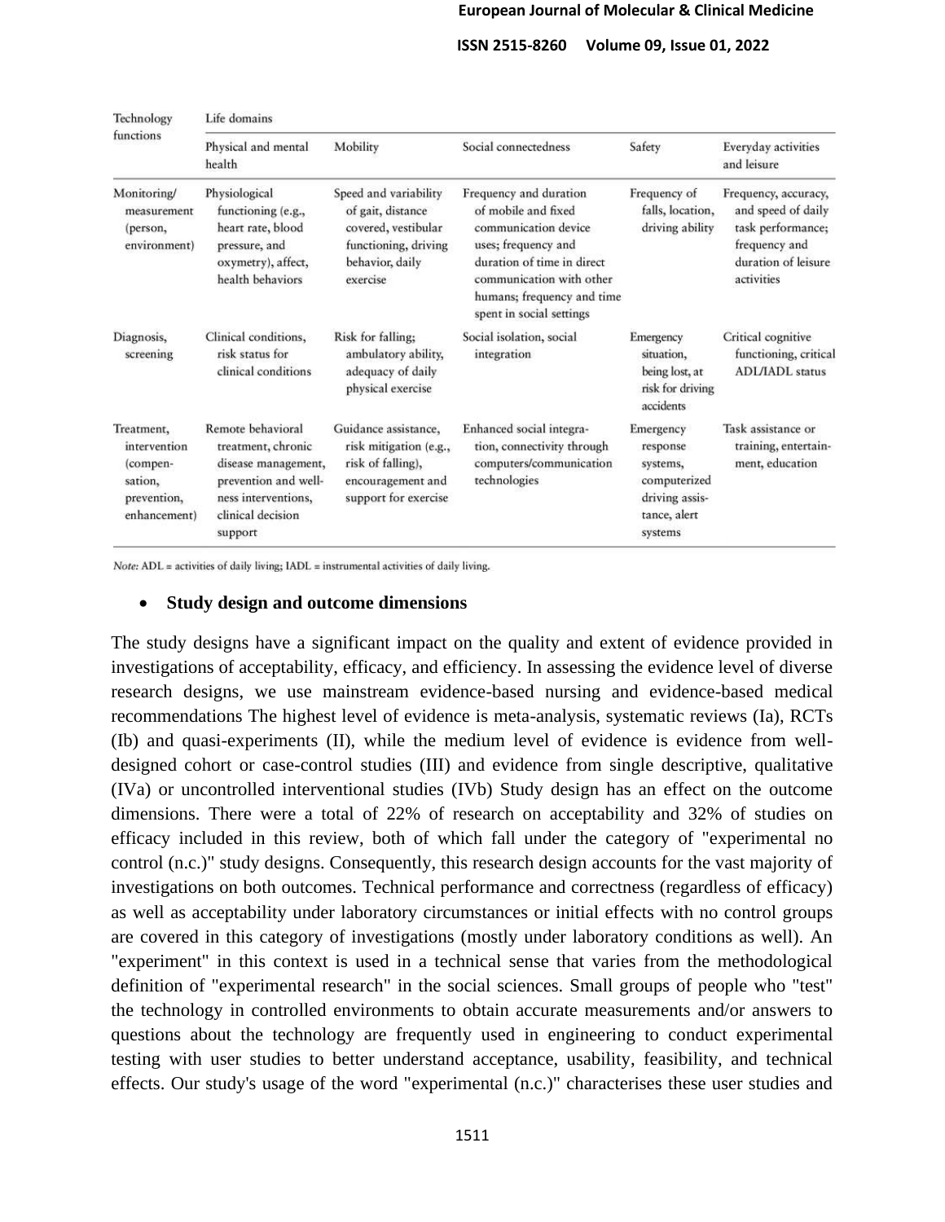| Technology functions | Life domains | | | | |
|---|---|---|---|---|---|
| | Physical and mental health | Mobility | Social connectedness | Safety | Everyday activities and leisure |
| Monitoring/ measurement (person, environment) | Physiological functioning (e.g., heart rate, blood pressure, and oxymetry), affect, health behaviors | Speed and variability of gait, distance covered, vestibular functioning, driving behavior, daily exercise | Frequency and duration of mobile and fixed communication device uses; frequency and duration of time in direct communication with other humans; frequency and time spent in social settings | Frequency of falls, location, driving ability | Frequency, accuracy, and speed of daily task performance; frequency and duration of leisure activities |
| Diagnosis, screening | Clinical conditions, risk status for clinical conditions | Risk for falling; ambulatory ability, adequacy of daily physical exercise | Social isolation, social integration | Emergency situation, being lost, at risk for driving accidents | Critical cognitive functioning, critical ADL/IADL status |
| Treatment, intervention (compensation, prevention, enhancement) | Remote behavioral treatment, chronic disease management, prevention and wellness interventions, clinical decision support | Guidance assistance, risk mitigation (e.g., risk of falling), encouragement and support for exercise | Enhanced social integration, connectivity through computers/communication technologies | Emergency response systems, computerized driving assistance, alert systems | Task assistance or training, entertainment, education |

*Note:* ADL = activities of daily living; IADL = instrumental activities of daily living.

- **Study design and outcome dimensions**

The study designs have a significant impact on the quality and extent of evidence provided in investigations of acceptability, efficacy, and efficiency. In assessing the evidence level of diverse research designs, we use mainstream evidence-based nursing and evidence-based medical recommendations The highest level of evidence is meta-analysis, systematic reviews (Ia), RCTs (Ib) and quasi-experiments (II), while the medium level of evidence is evidence from well-designed cohort or case-control studies (III) and evidence from single descriptive, qualitative (IVa) or uncontrolled interventional studies (IVb) Study design has an effect on the outcome dimensions. There were a total of 22% of research on acceptability and 32% of studies on efficacy included in this review, both of which fall under the category of "experimental no control (n.c.)" study designs. Consequently, this research design accounts for the vast majority of investigations on both outcomes. Technical performance and correctness (regardless of efficacy) as well as acceptability under laboratory circumstances or initial effects with no control groups are covered in this category of investigations (mostly under laboratory conditions as well). An "experiment" in this context is used in a technical sense that varies from the methodological definition of "experimental research" in the social sciences. Small groups of people who "test" the technology in controlled environments to obtain accurate measurements and/or answers to questions about the technology are frequently used in engineering to conduct experimental testing with user studies to better understand acceptance, usability, feasibility, and technical effects. Our study's usage of the word "experimental (n.c.)" characterises these user studies and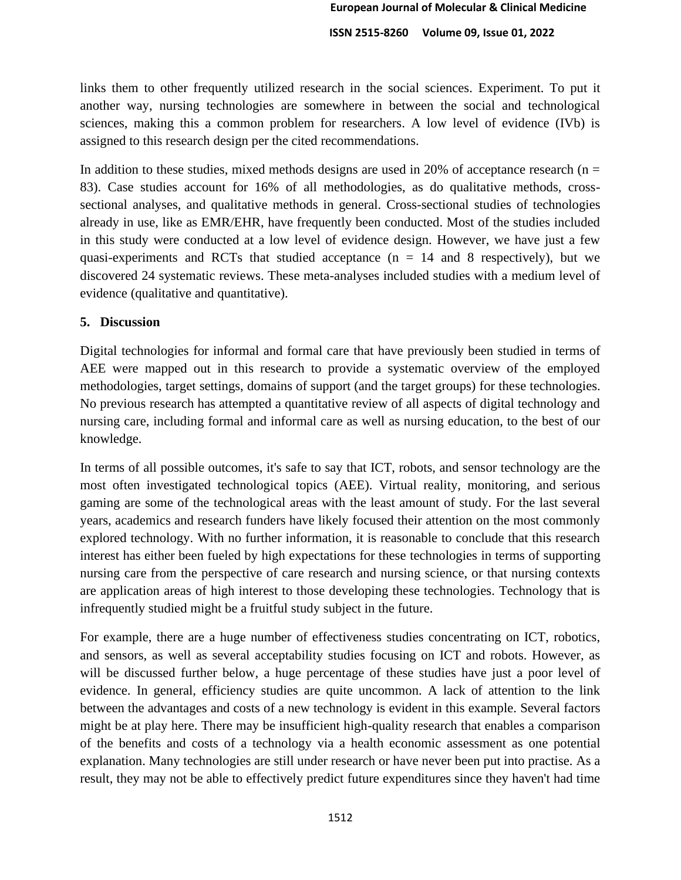links them to other frequently utilized research in the social sciences. Experiment. To put it another way, nursing technologies are somewhere in between the social and technological sciences, making this a common problem for researchers. A low level of evidence (IVb) is assigned to this research design per the cited recommendations.

In addition to these studies, mixed methods designs are used in 20% of acceptance research (n = 83). Case studies account for 16% of all methodologies, as do qualitative methods, cross-sectional analyses, and qualitative methods in general. Cross-sectional studies of technologies already in use, like as EMR/EHR, have frequently been conducted. Most of the studies included in this study were conducted at a low level of evidence design. However, we have just a few quasi-experiments and RCTs that studied acceptance (n = 14 and 8 respectively), but we discovered 24 systematic reviews. These meta-analyses included studies with a medium level of evidence (qualitative and quantitative).

## 5. Discussion

Digital technologies for informal and formal care that have previously been studied in terms of AEE were mapped out in this research to provide a systematic overview of the employed methodologies, target settings, domains of support (and the target groups) for these technologies. No previous research has attempted a quantitative review of all aspects of digital technology and nursing care, including formal and informal care as well as nursing education, to the best of our knowledge.

In terms of all possible outcomes, it's safe to say that ICT, robots, and sensor technology are the most often investigated technological topics (AEE). Virtual reality, monitoring, and serious gaming are some of the technological areas with the least amount of study. For the last several years, academics and research funders have likely focused their attention on the most commonly explored technology. With no further information, it is reasonable to conclude that this research interest has either been fueled by high expectations for these technologies in terms of supporting nursing care from the perspective of care research and nursing science, or that nursing contexts are application areas of high interest to those developing these technologies. Technology that is infrequently studied might be a fruitful study subject in the future.

For example, there are a huge number of effectiveness studies concentrating on ICT, robotics, and sensors, as well as several acceptability studies focusing on ICT and robots. However, as will be discussed further below, a huge percentage of these studies have just a poor level of evidence. In general, efficiency studies are quite uncommon. A lack of attention to the link between the advantages and costs of a new technology is evident in this example. Several factors might be at play here. There may be insufficient high-quality research that enables a comparison of the benefits and costs of a technology via a health economic assessment as one potential explanation. Many technologies are still under research or have never been put into practise. As a result, they may not be able to effectively predict future expenditures since they haven't had time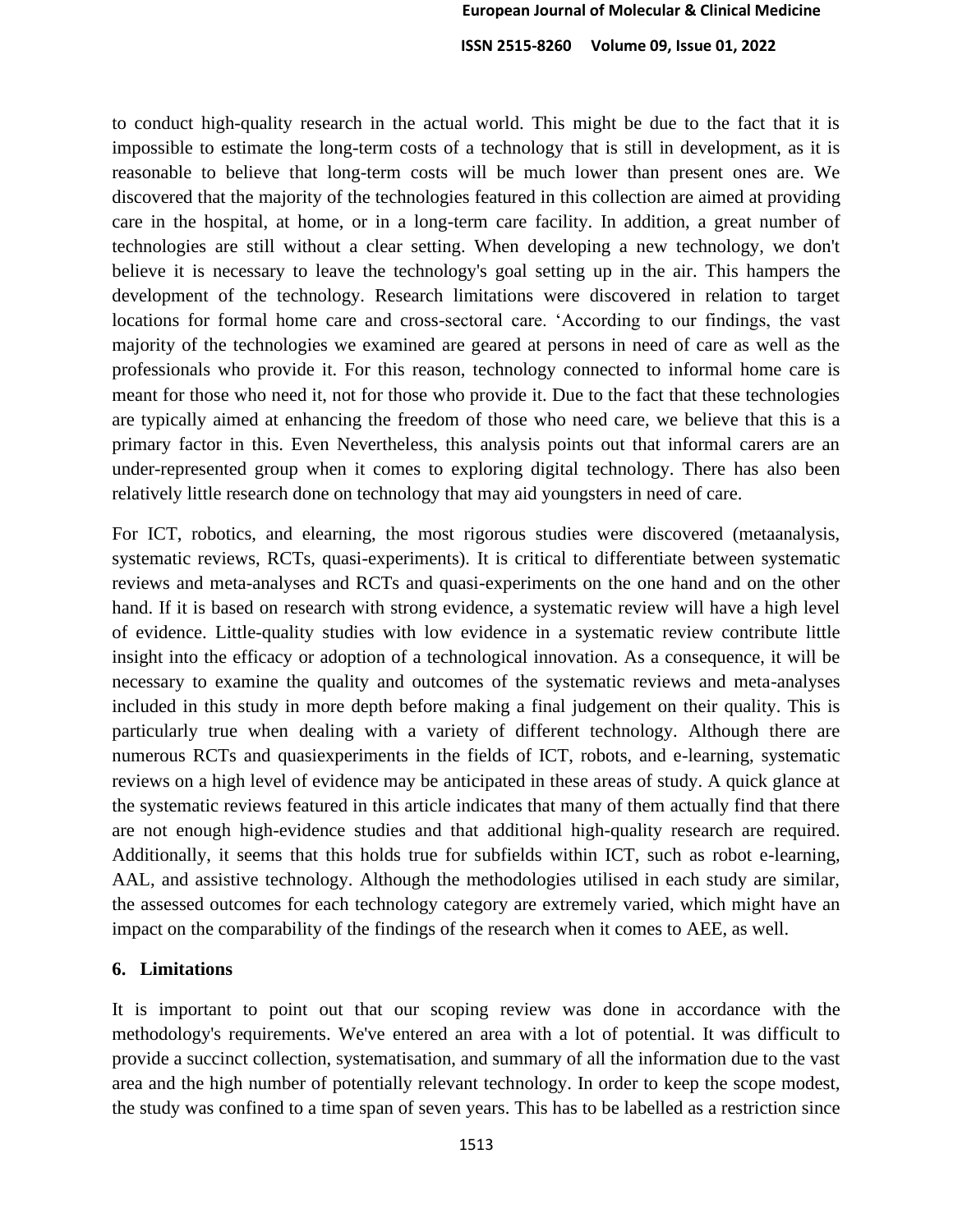to conduct high-quality research in the actual world. This might be due to the fact that it is impossible to estimate the long-term costs of a technology that is still in development, as it is reasonable to believe that long-term costs will be much lower than present ones are. We discovered that the majority of the technologies featured in this collection are aimed at providing care in the hospital, at home, or in a long-term care facility. In addition, a great number of technologies are still without a clear setting. When developing a new technology, we don't believe it is necessary to leave the technology's goal setting up in the air. This hampers the development of the technology. Research limitations were discovered in relation to target locations for formal home care and cross-sectoral care. 'According to our findings, the vast majority of the technologies we examined are geared at persons in need of care as well as the professionals who provide it. For this reason, technology connected to informal home care is meant for those who need it, not for those who provide it. Due to the fact that these technologies are typically aimed at enhancing the freedom of those who need care, we believe that this is a primary factor in this. Even Nevertheless, this analysis points out that informal carers are an under-represented group when it comes to exploring digital technology. There has also been relatively little research done on technology that may aid youngsters in need of care.

For ICT, robotics, and elearning, the most rigorous studies were discovered (metaanalysis, systematic reviews, RCTs, quasi-experiments). It is critical to differentiate between systematic reviews and meta-analyses and RCTs and quasi-experiments on the one hand and on the other hand. If it is based on research with strong evidence, a systematic review will have a high level of evidence. Little-quality studies with low evidence in a systematic review contribute little insight into the efficacy or adoption of a technological innovation. As a consequence, it will be necessary to examine the quality and outcomes of the systematic reviews and meta-analyses included in this study in more depth before making a final judgement on their quality. This is particularly true when dealing with a variety of different technology. Although there are numerous RCTs and quasiexperiments in the fields of ICT, robots, and e-learning, systematic reviews on a high level of evidence may be anticipated in these areas of study. A quick glance at the systematic reviews featured in this article indicates that many of them actually find that there are not enough high-evidence studies and that additional high-quality research are required. Additionally, it seems that this holds true for subfields within ICT, such as robot e-learning, AAL, and assistive technology. Although the methodologies utilised in each study are similar, the assessed outcomes for each technology category are extremely varied, which might have an impact on the comparability of the findings of the research when it comes to AEE, as well.

## 6. Limitations

It is important to point out that our scoping review was done in accordance with the methodology's requirements. We've entered an area with a lot of potential. It was difficult to provide a succinct collection, systematisation, and summary of all the information due to the vast area and the high number of potentially relevant technology. In order to keep the scope modest, the study was confined to a time span of seven years. This has to be labelled as a restriction since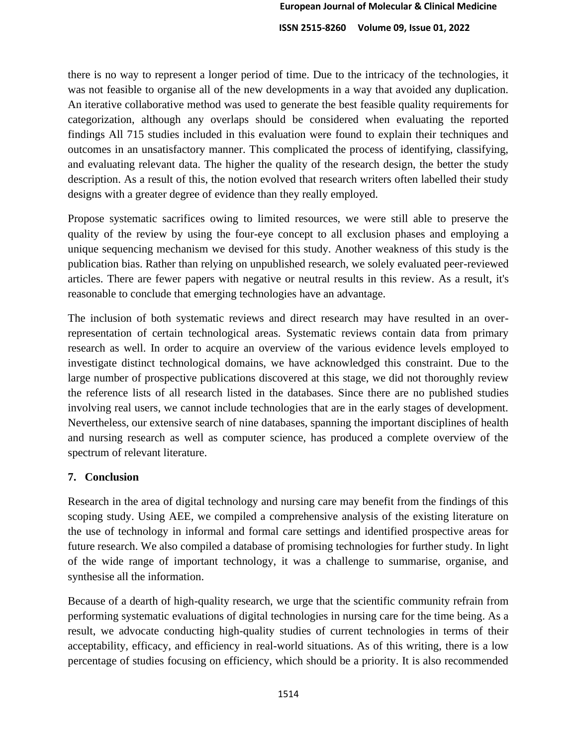there is no way to represent a longer period of time. Due to the intricacy of the technologies, it was not feasible to organise all of the new developments in a way that avoided any duplication. An iterative collaborative method was used to generate the best feasible quality requirements for categorization, although any overlaps should be considered when evaluating the reported findings All 715 studies included in this evaluation were found to explain their techniques and outcomes in an unsatisfactory manner. This complicated the process of identifying, classifying, and evaluating relevant data. The higher the quality of the research design, the better the study description. As a result of this, the notion evolved that research writers often labelled their study designs with a greater degree of evidence than they really employed.

Propose systematic sacrifices owing to limited resources, we were still able to preserve the quality of the review by using the four-eye concept to all exclusion phases and employing a unique sequencing mechanism we devised for this study. Another weakness of this study is the publication bias. Rather than relying on unpublished research, we solely evaluated peer-reviewed articles. There are fewer papers with negative or neutral results in this review. As a result, it's reasonable to conclude that emerging technologies have an advantage.

The inclusion of both systematic reviews and direct research may have resulted in an over-representation of certain technological areas. Systematic reviews contain data from primary research as well. In order to acquire an overview of the various evidence levels employed to investigate distinct technological domains, we have acknowledged this constraint. Due to the large number of prospective publications discovered at this stage, we did not thoroughly review the reference lists of all research listed in the databases. Since there are no published studies involving real users, we cannot include technologies that are in the early stages of development. Nevertheless, our extensive search of nine databases, spanning the important disciplines of health and nursing research as well as computer science, has produced a complete overview of the spectrum of relevant literature.

## 7. Conclusion

Research in the area of digital technology and nursing care may benefit from the findings of this scoping study. Using AEE, we compiled a comprehensive analysis of the existing literature on the use of technology in informal and formal care settings and identified prospective areas for future research. We also compiled a database of promising technologies for further study. In light of the wide range of important technology, it was a challenge to summarise, organise, and synthesise all the information.

Because of a dearth of high-quality research, we urge that the scientific community refrain from performing systematic evaluations of digital technologies in nursing care for the time being. As a result, we advocate conducting high-quality studies of current technologies in terms of their acceptability, efficacy, and efficiency in real-world situations. As of this writing, there is a low percentage of studies focusing on efficiency, which should be a priority. It is also recommended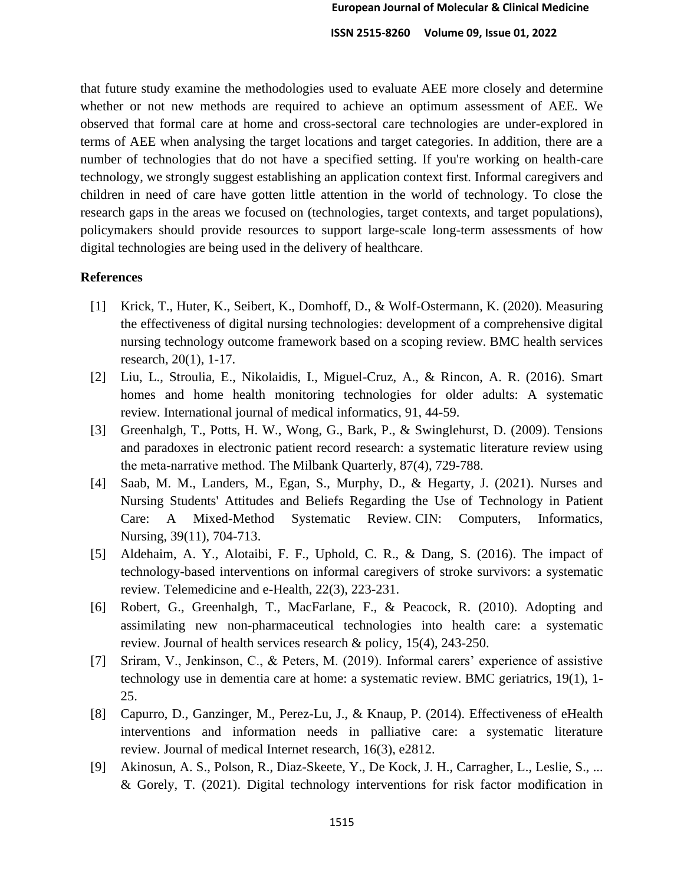that future study examine the methodologies used to evaluate AEE more closely and determine whether or not new methods are required to achieve an optimum assessment of AEE. We observed that formal care at home and cross-sectoral care technologies are under-explored in terms of AEE when analysing the target locations and target categories. In addition, there are a number of technologies that do not have a specified setting. If you're working on health-care technology, we strongly suggest establishing an application context first. Informal caregivers and children in need of care have gotten little attention in the world of technology. To close the research gaps in the areas we focused on (technologies, target contexts, and target populations), policymakers should provide resources to support large-scale long-term assessments of how digital technologies are being used in the delivery of healthcare.

## References

[1] Krick, T., Huter, K., Seibert, K., Domhoff, D., & Wolf-Ostermann, K. (2020). Measuring the effectiveness of digital nursing technologies: development of a comprehensive digital nursing technology outcome framework based on a scoping review. BMC health services research, 20(1), 1-17.

[2] Liu, L., Stroulia, E., Nikolaidis, I., Miguel-Cruz, A., & Rincon, A. R. (2016). Smart homes and home health monitoring technologies for older adults: A systematic review. International journal of medical informatics, 91, 44-59.

[3] Greenhalgh, T., Potts, H. W., Wong, G., Bark, P., & Swinglehurst, D. (2009). Tensions and paradoxes in electronic patient record research: a systematic literature review using the meta-narrative method. The Milbank Quarterly, 87(4), 729-788.

[4] Saab, M. M., Landers, M., Egan, S., Murphy, D., & Hegarty, J. (2021). Nurses and Nursing Students' Attitudes and Beliefs Regarding the Use of Technology in Patient Care: A Mixed-Method Systematic Review. CIN: Computers, Informatics, Nursing, 39(11), 704-713.

[5] Aldehaim, A. Y., Alotaibi, F. F., Uphold, C. R., & Dang, S. (2016). The impact of technology-based interventions on informal caregivers of stroke survivors: a systematic review. Telemedicine and e-Health, 22(3), 223-231.

[6] Robert, G., Greenhalgh, T., MacFarlane, F., & Peacock, R. (2010). Adopting and assimilating new non-pharmaceutical technologies into health care: a systematic review. Journal of health services research & policy, 15(4), 243-250.

[7] Sriram, V., Jenkinson, C., & Peters, M. (2019). Informal carers' experience of assistive technology use in dementia care at home: a systematic review. BMC geriatrics, 19(1), 1-25.

[8] Capurro, D., Ganzinger, M., Perez-Lu, J., & Knaup, P. (2014). Effectiveness of eHealth interventions and information needs in palliative care: a systematic literature review. Journal of medical Internet research, 16(3), e2812.

[9] Akinosun, A. S., Polson, R., Diaz-Skeete, Y., De Kock, J. H., Carragher, L., Leslie, S., ... & Gorely, T. (2021). Digital technology interventions for risk factor modification in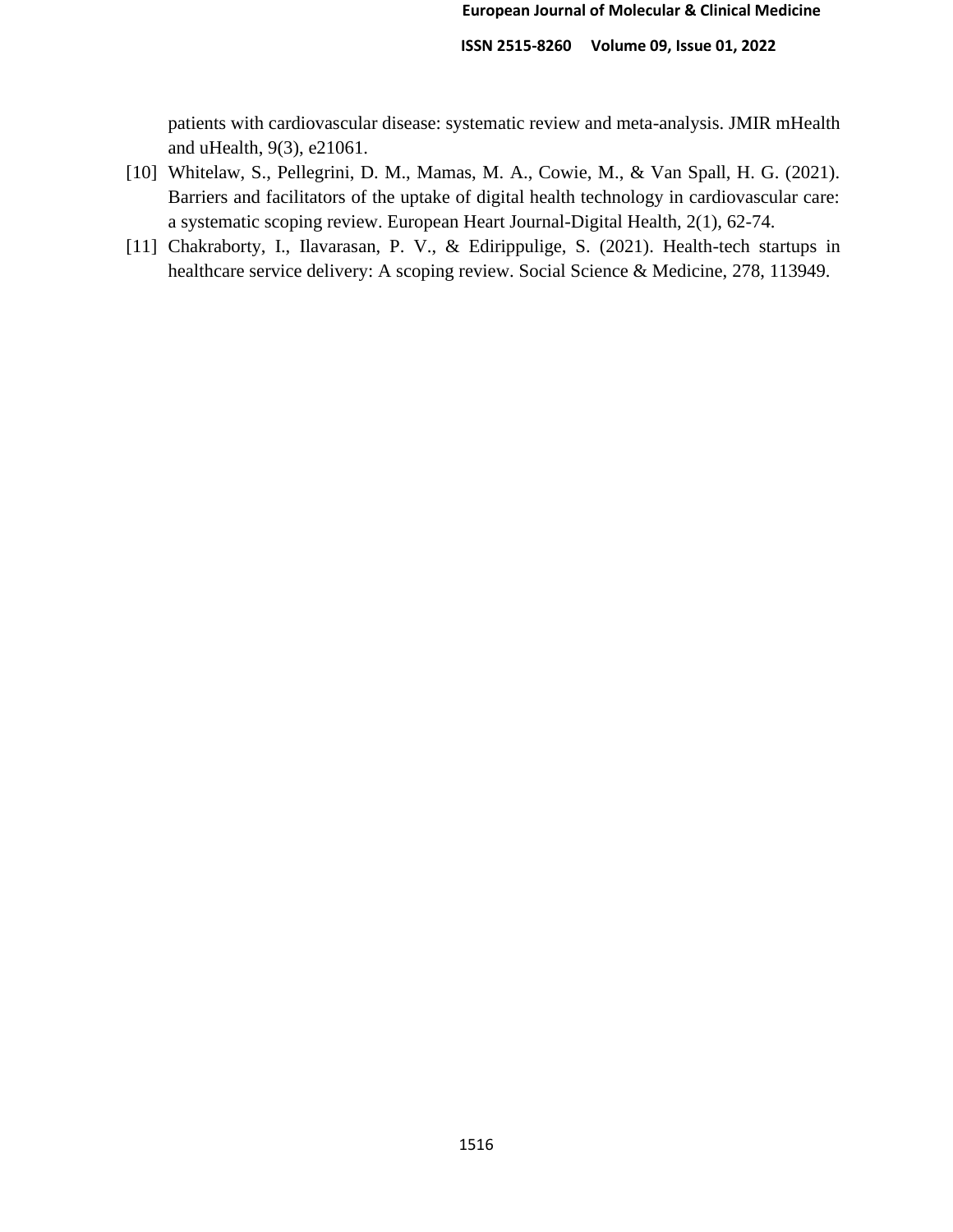patients with cardiovascular disease: systematic review and meta-analysis. JMIR mHealth and uHealth, 9(3), e21061.

[10] Whitelaw, S., Pellegrini, D. M., Mamas, M. A., Cowie, M., & Van Spall, H. G. (2021). Barriers and facilitators of the uptake of digital health technology in cardiovascular care: a systematic scoping review. European Heart Journal-Digital Health, 2(1), 62-74.

[11] Chakraborty, I., Ilavarasan, P. V., & Edirippulige, S. (2021). Health-tech startups in healthcare service delivery: A scoping review. Social Science & Medicine, 278, 113949.